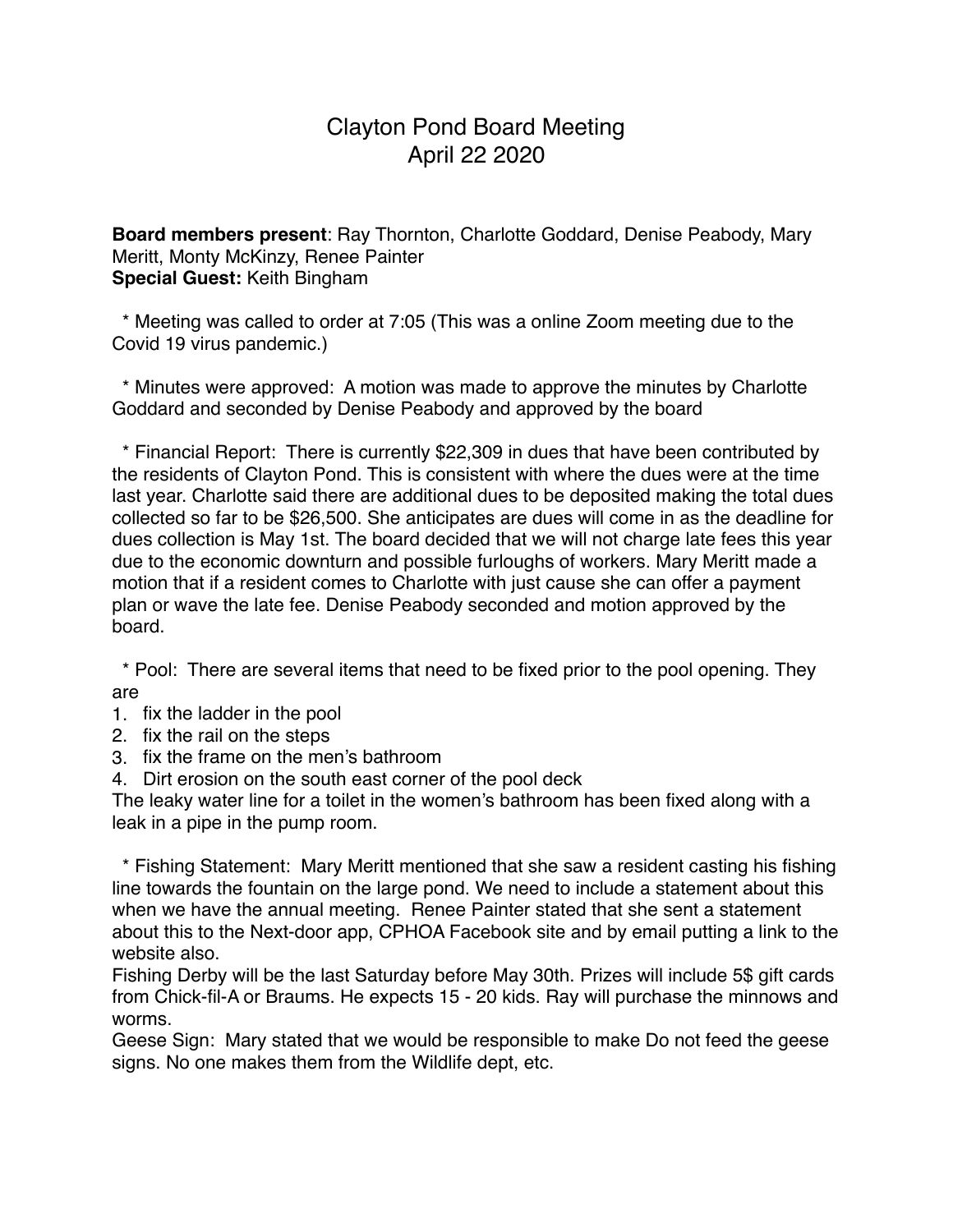# Clayton Pond Board Meeting
# April 22 2020

**Board members present**: Ray Thornton, Charlotte Goddard, Denise Peabody, Mary Meritt, Monty McKinzy, Renee Painter
**Special Guest:** Keith Bingham

* Meeting was called to order at 7:05 (This was a online Zoom meeting due to the Covid 19 virus pandemic.)

* Minutes were approved: A motion was made to approve the minutes by Charlotte Goddard and seconded by Denise Peabody and approved by the board

* Financial Report: There is currently $22,309 in dues that have been contributed by the residents of Clayton Pond. This is consistent with where the dues were at the time last year. Charlotte said there are additional dues to be deposited making the total dues collected so far to be $26,500. She anticipates are dues will come in as the deadline for dues collection is May 1st. The board decided that we will not charge late fees this year due to the economic downturn and possible furloughs of workers. Mary Meritt made a motion that if a resident comes to Charlotte with just cause she can offer a payment plan or wave the late fee. Denise Peabody seconded and motion approved by the board.

* Pool: There are several items that need to be fixed prior to the pool opening. They are

1. fix the ladder in the pool
2. fix the rail on the steps
3. fix the frame on the men's bathroom
4. Dirt erosion on the south east corner of the pool deck

The leaky water line for a toilet in the women's bathroom has been fixed along with a leak in a pipe in the pump room.

* Fishing Statement: Mary Meritt mentioned that she saw a resident casting his fishing line towards the fountain on the large pond. We need to include a statement about this when we have the annual meeting. Renee Painter stated that she sent a statement about this to the Next-door app, CPHOA Facebook site and by email putting a link to the website also.

Fishing Derby will be the last Saturday before May 30th. Prizes will include 5$ gift cards from Chick-fil-A or Braums. He expects 15 - 20 kids. Ray will purchase the minnows and worms.

Geese Sign: Mary stated that we would be responsible to make Do not feed the geese signs. No one makes them from the Wildlife dept, etc.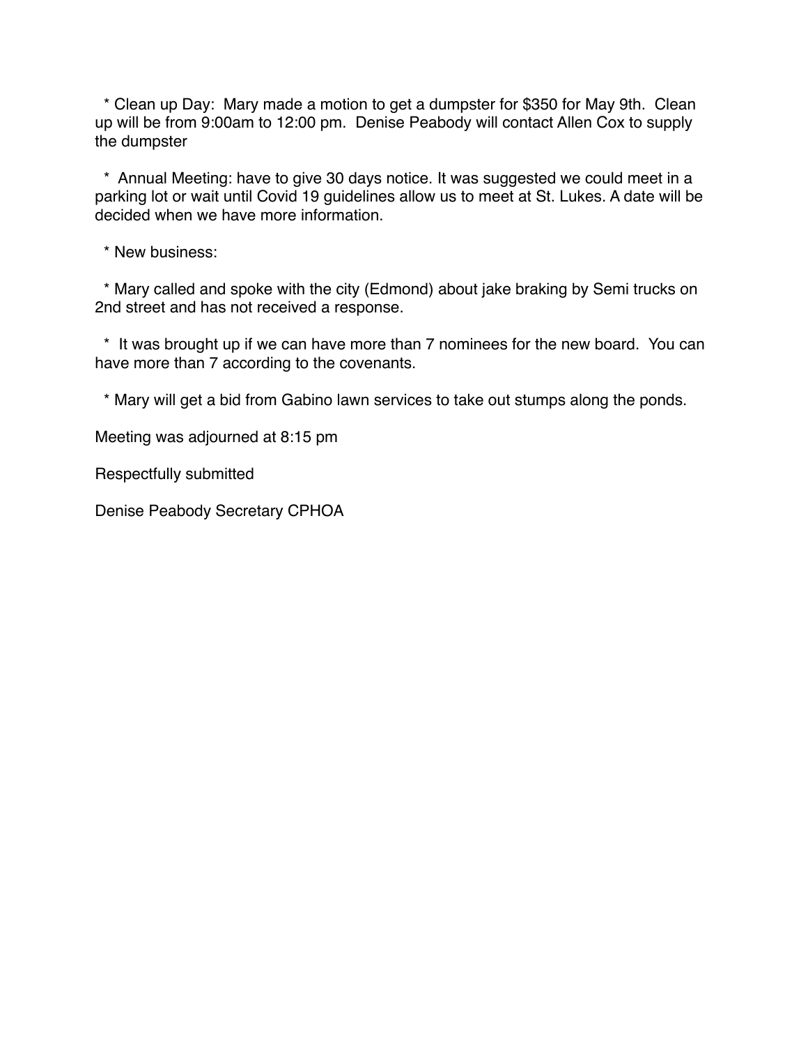* Clean up Day:  Mary made a motion to get a dumpster for $350 for May 9th.  Clean up will be from 9:00am to 12:00 pm.  Denise Peabody will contact Allen Cox to supply the dumpster

* Annual Meeting: have to give 30 days notice. It was suggested we could meet in a parking lot or wait until Covid 19 guidelines allow us to meet at St. Lukes. A date will be decided when we have more information.

* New business:

* Mary called and spoke with the city (Edmond) about jake braking by Semi trucks on 2nd street and has not received a response.

* It was brought up if we can have more than 7 nominees for the new board.  You can have more than 7 according to the covenants.

* Mary will get a bid from Gabino lawn services to take out stumps along the ponds.

Meeting was adjourned at 8:15 pm

Respectfully submitted

Denise Peabody Secretary CPHOA